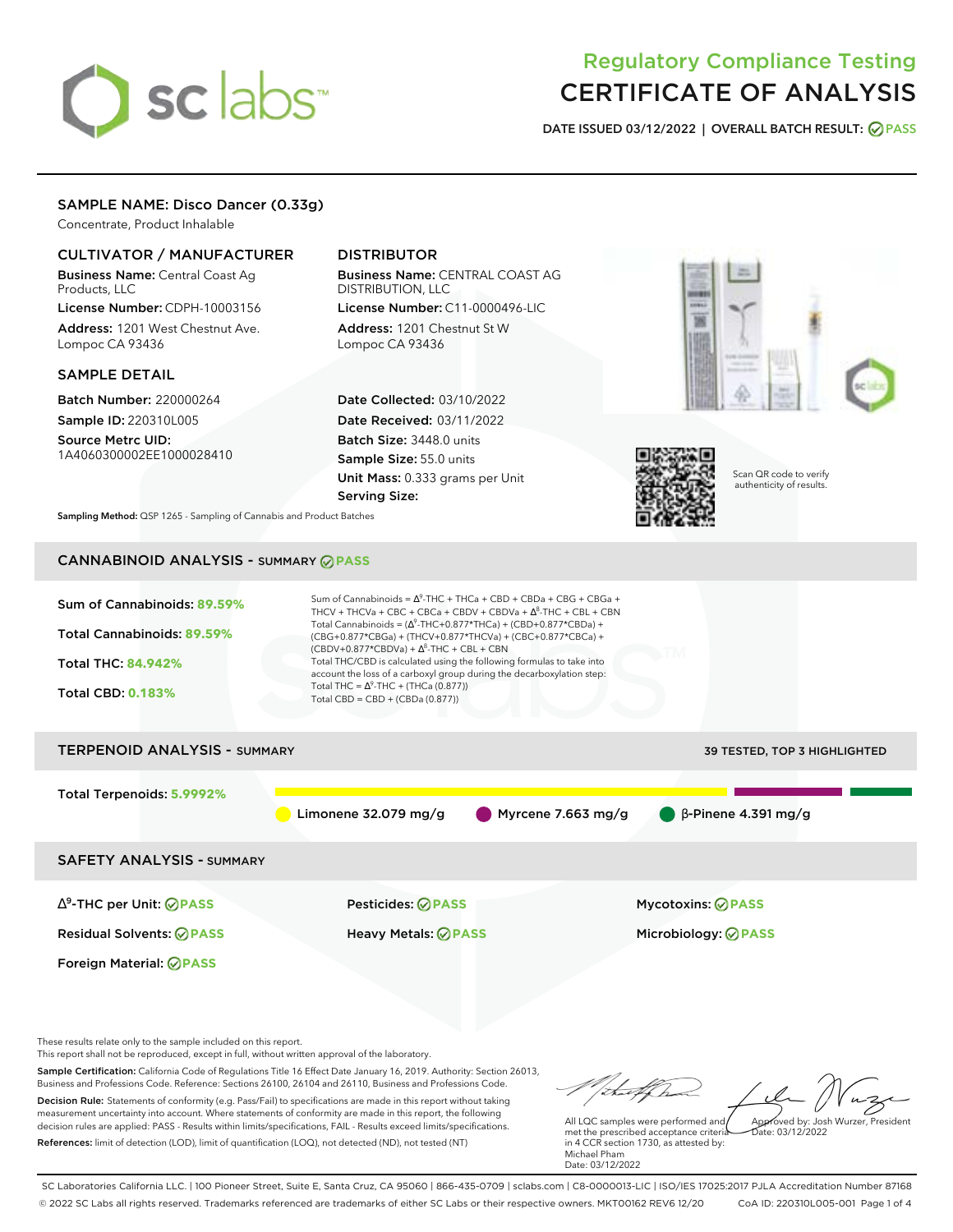# Regulatory Compliance Testing
# CERTIFICATE OF ANALYSIS

**DATE ISSUED 03/12/2022 | OVERALL BATCH RESULT: PASS**

## SAMPLE NAME: Disco Dancer (0.33g)

Concentrate, Product Inhalable

### CULTIVATOR / MANUFACTURER

**Business Name:** Central Coast Ag Products, LLC
**License Number:** CDPH-10003156
**Address:** 1201 West Chestnut Ave. Lompoc CA 93436

### DISTRIBUTOR

**Business Name:** CENTRAL COAST AG DISTRIBUTION, LLC
**License Number:** C11-0000496-LIC
**Address:** 1201 Chestnut St W Lompoc CA 93436

### SAMPLE DETAIL

**Batch Number:** 220000264
**Sample ID:** 220310L005
**Source Metrc UID:** 1A4060300002EE1000028410

**Date Collected:** 03/10/2022
**Date Received:** 03/11/2022
**Batch Size:** 3448.0 units
**Sample Size:** 55.0 units
**Unit Mass:** 0.333 grams per Unit
**Serving Size:**

Scan QR code to verify authenticity of results.

**Sampling Method:** QSP 1265 - Sampling of Cannabis and Product Batches

## CANNABINOID ANALYSIS - SUMMARY PASS

**Sum of Cannabinoids:** 89.59%
**Total Cannabinoids:** 89.59%
**Total THC:** 84.942%
**Total CBD:** 0.183%

Sum of Cannabinoids = $\Delta^9$-THC + THCa + CBD + CBDa + CBG + CBGa + THCV + THCVa + CBC + CBCa + CBDV + CBDVa + $\Delta^8$-THC + CBL + CBN
Total Cannabinoids = ($\Delta^9$-THC+0.877*THCa) + (CBD+0.877*CBDa) + (CBG+0.877*CBGa) + (THCV+0.877*THCVa) + (CBC+0.877*CBCa) + (CBDV+0.877*CBDVa) + $\Delta^8$-THC + CBL + CBN
Total THC/CBD is calculated using the following formulas to take into account the loss of a carboxyl group during the decarboxylation step:
Total THC = $\Delta^9$-THC + (THCa (0.877))
Total CBD = CBD + (CBDa (0.877))

## TERPENOID ANALYSIS - SUMMARY

39 TESTED, TOP 3 HIGHLIGHTED

**Total Terpenoids:** 5.9992%

Limonene 32.079 mg/g | Myrcene 7.663 mg/g | β-Pinene 4.391 mg/g

## SAFETY ANALYSIS - SUMMARY

| | | |
|---|---|---|
| $\Delta^9$-THC per Unit: PASS | Pesticides: PASS | Mycotoxins: PASS |
| Residual Solvents: PASS | Heavy Metals: PASS | Microbiology: PASS |
| Foreign Material: PASS | | |

These results relate only to the sample included on this report.
This report shall not be reproduced, except in full, without written approval of the laboratory.

**Sample Certification:** California Code of Regulations Title 16 Effect Date January 16, 2019. Authority: Section 26013, Business and Professions Code. Reference: Sections 26100, 26104 and 26110, Business and Professions Code.

**Decision Rule:** Statements of conformity (e.g. Pass/Fail) to specifications are made in this report without taking measurement uncertainty into account. Where statements of conformity are made in this report, the following decision rules are applied: PASS - Results within limits/specifications, FAIL - Results exceed limits/specifications.

**References:** limit of detection (LOD), limit of quantification (LOQ), not detected (ND), not tested (NT)

All LQC samples were performed and met the prescribed acceptance criteria in 4 CCR section 1730, as attested by: Michael Pham
Date: 03/12/2022

Approved by: Josh Wurzer, President
Date: 03/12/2022

SC Laboratories California LLC. | 100 Pioneer Street, Suite E, Santa Cruz, CA 95060 | 866-435-0709 | sclabs.com | C8-0000013-LIC | ISO/IES 17025:2017 PJLA Accreditation Number 87168
© 2022 SC Labs all rights reserved. Trademarks referenced are trademarks of either SC Labs or their respective owners. MKT00162 REV6 12/20 CoA ID: 220310L005-001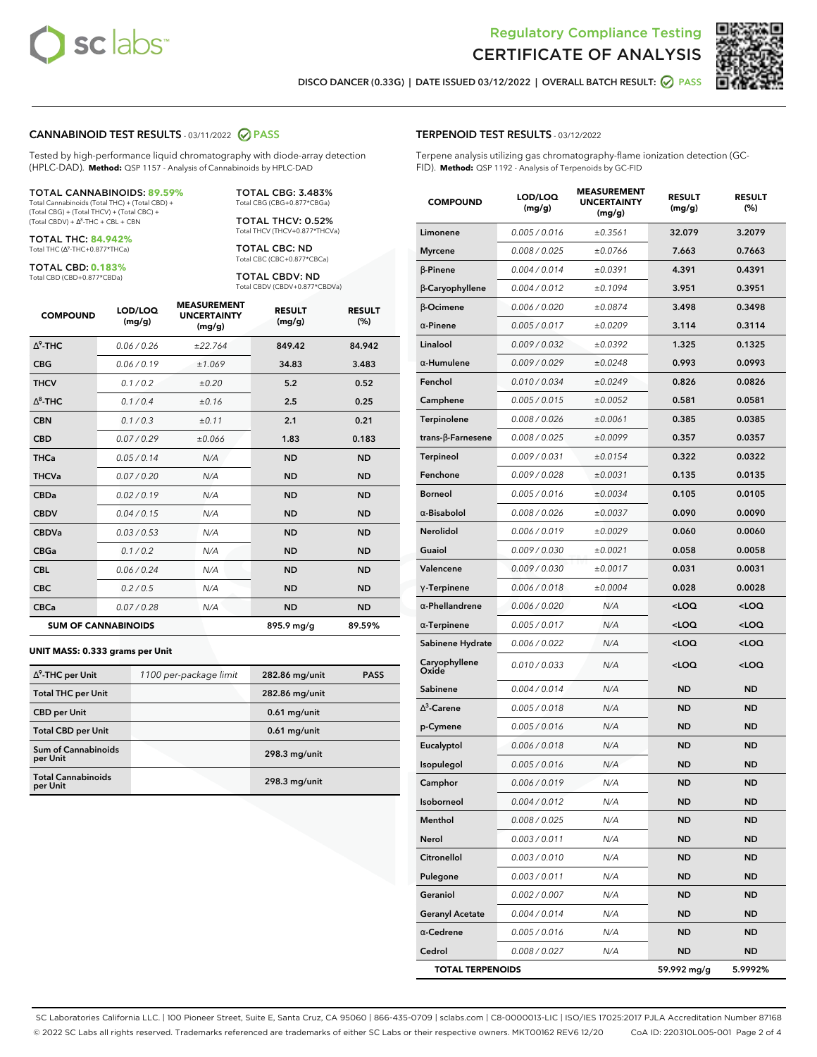# Regulatory Compliance Testing
# CERTIFICATE OF ANALYSIS

DISCO DANCER (0.33G) | DATE ISSUED 03/12/2022 | OVERALL BATCH RESULT: PASS

## CANNABINOID TEST RESULTS - 03/11/2022 PASS

Tested by high-performance liquid chromatography with diode-array detection (HPLC-DAD). **Method:** QSP 1157 - Analysis of Cannabinoids by HPLC-DAD

**TOTAL CANNABINOIDS: 89.59%**
Total Cannabinoids (Total THC) + (Total CBD) + (Total CBG) + (Total THCV) + (Total CBC) + (Total CBDV) + $\Delta^8$-THC + CBL + CBN

**TOTAL THC: 84.942%**
Total THC ($\Delta^9$-THC+0.877*THCa)

**TOTAL CBD: 0.183%**
Total CBD (CBD+0.877*CBDa)

**TOTAL CBG: 3.483%**
Total CBG (CBG+0.877*CBGa)

**TOTAL THCV: 0.52%**
Total THCV (THCV+0.877*THCVa)

**TOTAL CBC: ND**
Total CBC (CBC+0.877*CBCa)

**TOTAL CBDV: ND**
Total CBDV (CBDV+0.877*CBDVa)

| COMPOUND | LOD/LOQ (mg/g) | MEASUREMENT UNCERTAINTY (mg/g) | RESULT (mg/g) | RESULT (%) |
|---|---|---|---|---|
| $\Delta^9$-THC | 0.06 / 0.26 | ±22.764 | 849.42 | 84.942 |
| CBG | 0.06 / 0.19 | ±1.069 | 34.83 | 3.483 |
| THCV | 0.1 / 0.2 | ±0.20 | 5.2 | 0.52 |
| $\Delta^8$-THC | 0.1 / 0.4 | ±0.16 | 2.5 | 0.25 |
| CBN | 0.1 / 0.3 | ±0.11 | 2.1 | 0.21 |
| CBD | 0.07 / 0.29 | ±0.066 | 1.83 | 0.183 |
| THCa | 0.05 / 0.14 | N/A | ND | ND |
| THCVa | 0.07 / 0.20 | N/A | ND | ND |
| CBDa | 0.02 / 0.19 | N/A | ND | ND |
| CBDV | 0.04 / 0.15 | N/A | ND | ND |
| CBDVa | 0.03 / 0.53 | N/A | ND | ND |
| CBGa | 0.1 / 0.2 | N/A | ND | ND |
| CBL | 0.06 / 0.24 | N/A | ND | ND |
| CBC | 0.2 / 0.5 | N/A | ND | ND |
| CBCa | 0.07 / 0.28 | N/A | ND | ND |
| **SUM OF CANNABINOIDS** | | | 895.9 mg/g | 89.59% |

**UNIT MASS: 0.333 grams per Unit**

| | | | |
|---|---|---|---|
| $\Delta^9$-THC per Unit | 1100 per-package limit | 282.86 mg/unit | PASS |
| Total THC per Unit | | 282.86 mg/unit | |
| CBD per Unit | | 0.61 mg/unit | |
| Total CBD per Unit | | 0.61 mg/unit | |
| Sum of Cannabinoids per Unit | | 298.3 mg/unit | |
| Total Cannabinoids per Unit | | 298.3 mg/unit | |

## TERPENOID TEST RESULTS - 03/12/2022

Terpene analysis utilizing gas chromatography-flame ionization detection (GC-FID). **Method:** QSP 1192 - Analysis of Terpenoids by GC-FID

| COMPOUND | LOD/LOQ (mg/g) | MEASUREMENT UNCERTAINTY (mg/g) | RESULT (mg/g) | RESULT (%) |
|---|---|---|---|---|
| Limonene | 0.005 / 0.016 | ±0.3561 | 32.079 | 3.2079 |
| Myrcene | 0.008 / 0.025 | ±0.0766 | 7.663 | 0.7663 |
| β-Pinene | 0.004 / 0.014 | ±0.0391 | 4.391 | 0.4391 |
| β-Caryophyllene | 0.004 / 0.012 | ±0.1094 | 3.951 | 0.3951 |
| β-Ocimene | 0.006 / 0.020 | ±0.0874 | 3.498 | 0.3498 |
| α-Pinene | 0.005 / 0.017 | ±0.0209 | 3.114 | 0.3114 |
| Linalool | 0.009 / 0.032 | ±0.0392 | 1.325 | 0.1325 |
| α-Humulene | 0.009 / 0.029 | ±0.0248 | 0.993 | 0.0993 |
| Fenchol | 0.010 / 0.034 | ±0.0249 | 0.826 | 0.0826 |
| Camphene | 0.005 / 0.015 | ±0.0052 | 0.581 | 0.0581 |
| Terpinolene | 0.008 / 0.026 | ±0.0061 | 0.385 | 0.0385 |
| trans-β-Farnesene | 0.008 / 0.025 | ±0.0099 | 0.357 | 0.0357 |
| Terpineol | 0.009 / 0.031 | ±0.0154 | 0.322 | 0.0322 |
| Fenchone | 0.009 / 0.028 | ±0.0031 | 0.135 | 0.0135 |
| Borneol | 0.005 / 0.016 | ±0.0034 | 0.105 | 0.0105 |
| α-Bisabolol | 0.008 / 0.026 | ±0.0037 | 0.090 | 0.0090 |
| Nerolidol | 0.006 / 0.019 | ±0.0029 | 0.060 | 0.0060 |
| Guaiol | 0.009 / 0.030 | ±0.0021 | 0.058 | 0.0058 |
| Valencene | 0.009 / 0.030 | ±0.0017 | 0.031 | 0.0031 |
| γ-Terpinene | 0.006 / 0.018 | ±0.0004 | 0.028 | 0.0028 |
| α-Phellandrene | 0.006 / 0.020 | N/A | <LOQ | <LOQ |
| α-Terpinene | 0.005 / 0.017 | N/A | <LOQ | <LOQ |
| Sabinene Hydrate | 0.006 / 0.022 | N/A | <LOQ | <LOQ |
| Caryophyllene Oxide | 0.010 / 0.033 | N/A | <LOQ | <LOQ |
| Sabinene | 0.004 / 0.014 | N/A | ND | ND |
| $\Delta^3$-Carene | 0.005 / 0.018 | N/A | ND | ND |
| p-Cymene | 0.005 / 0.016 | N/A | ND | ND |
| Eucalyptol | 0.006 / 0.018 | N/A | ND | ND |
| Isopulegol | 0.005 / 0.016 | N/A | ND | ND |
| Camphor | 0.006 / 0.019 | N/A | ND | ND |
| Isoborneol | 0.004 / 0.012 | N/A | ND | ND |
| Menthol | 0.008 / 0.025 | N/A | ND | ND |
| Nerol | 0.003 / 0.011 | N/A | ND | ND |
| Citronellol | 0.003 / 0.010 | N/A | ND | ND |
| Pulegone | 0.003 / 0.011 | N/A | ND | ND |
| Geraniol | 0.002 / 0.007 | N/A | ND | ND |
| Geranyl Acetate | 0.004 / 0.014 | N/A | ND | ND |
| α-Cedrene | 0.005 / 0.016 | N/A | ND | ND |
| Cedrol | 0.008 / 0.027 | N/A | ND | ND |
| **TOTAL TERPENOIDS** | | | 59.992 mg/g | 5.9992% |

SC Laboratories California LLC. | 100 Pioneer Street, Suite E, Santa Cruz, CA 95060 | 866-435-0709 | sclabs.com | C8-0000013-LIC | ISO/IES 17025:2017 PJLA Accreditation Number 87168
© 2022 SC Labs all rights reserved. Trademarks referenced are trademarks of either SC Labs or their respective owners. MKT00162 REV6 12/20 CoA ID: 220310L005-001